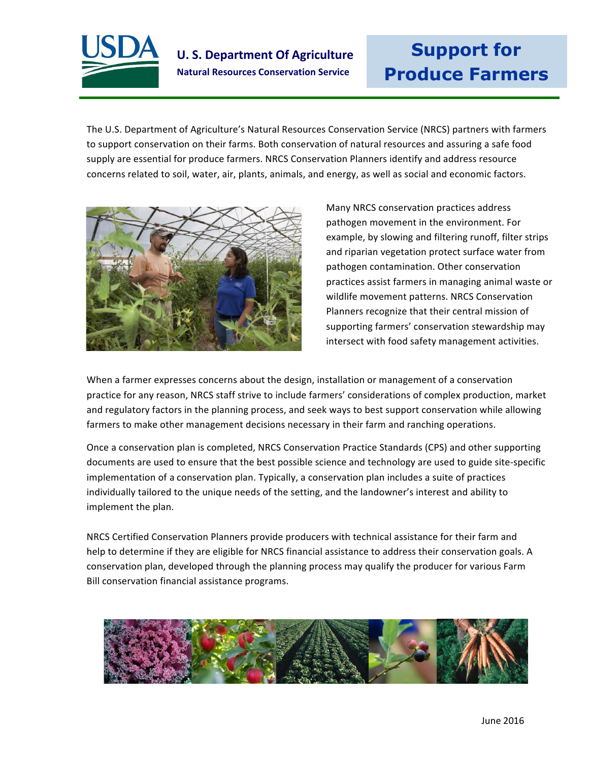# Support for Produce Farmers

**U. S. Department Of Agriculture**
**Natural Resources Conservation Service**

The U.S. Department of Agriculture's Natural Resources Conservation Service (NRCS) partners with farmers to support conservation on their farms. Both conservation of natural resources and assuring a safe food supply are essential for produce farmers. NRCS Conservation Planners identify and address resource concerns related to soil, water, air, plants, animals, and energy, as well as social and economic factors.

Many NRCS conservation practices address pathogen movement in the environment. For example, by slowing and filtering runoff, filter strips and riparian vegetation protect surface water from pathogen contamination. Other conservation practices assist farmers in managing animal waste or wildlife movement patterns. NRCS Conservation Planners recognize that their central mission of supporting farmers' conservation stewardship may intersect with food safety management activities.

When a farmer expresses concerns about the design, installation or management of a conservation practice for any reason, NRCS staff strive to include farmers' considerations of complex production, market and regulatory factors in the planning process, and seek ways to best support conservation while allowing farmers to make other management decisions necessary in their farm and ranching operations.

Once a conservation plan is completed, NRCS Conservation Practice Standards (CPS) and other supporting documents are used to ensure that the best possible science and technology are used to guide site-specific implementation of a conservation plan. Typically, a conservation plan includes a suite of practices individually tailored to the unique needs of the setting, and the landowner's interest and ability to implement the plan.

NRCS Certified Conservation Planners provide producers with technical assistance for their farm and help to determine if they are eligible for NRCS financial assistance to address their conservation goals. A conservation plan, developed through the planning process may qualify the producer for various Farm Bill conservation financial assistance programs.

June 2016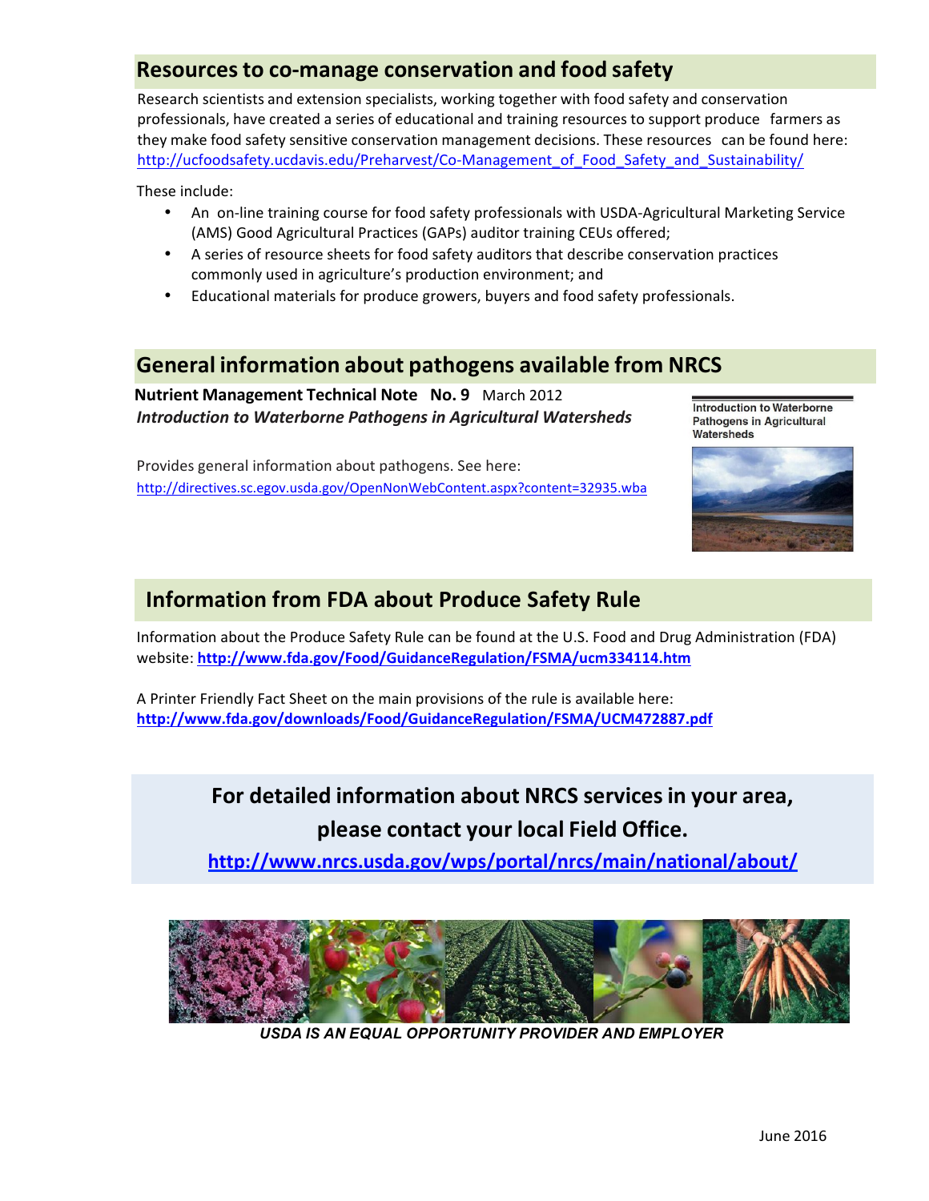## Resources to co-manage conservation and food safety

Research scientists and extension specialists, working together with food safety and conservation professionals, have created a series of educational and training resources to support produce farmers as they make food safety sensitive conservation management decisions. These resources can be found here: http://ucfoodsafety.ucdavis.edu/Preharvest/Co-Management_of_Food_Safety_and_Sustainability/

These include:

- An on-line training course for food safety professionals with USDA-Agricultural Marketing Service (AMS) Good Agricultural Practices (GAPs) auditor training CEUs offered;
- A series of resource sheets for food safety auditors that describe conservation practices commonly used in agriculture's production environment; and
- Educational materials for produce growers, buyers and food safety professionals.

## General information about pathogens available from NRCS

**Nutrient Management Technical Note No. 9** March 2012
***Introduction to Waterborne Pathogens in Agricultural Watersheds***

Introduction to Waterborne Pathogens in Agricultural Watersheds

Provides general information about pathogens. See here:
http://directives.sc.egov.usda.gov/OpenNonWebContent.aspx?content=32935.wba

## Information from FDA about Produce Safety Rule

Information about the Produce Safety Rule can be found at the U.S. Food and Drug Administration (FDA) website: **http://www.fda.gov/Food/GuidanceRegulation/FSMA/ucm334114.htm**

A Printer Friendly Fact Sheet on the main provisions of the rule is available here:
**http://www.fda.gov/downloads/Food/GuidanceRegulation/FSMA/UCM472887.pdf**

### For detailed information about NRCS services in your area, please contact your local Field Office.

**http://www.nrcs.usda.gov/wps/portal/nrcs/main/national/about/**

***USDA IS AN EQUAL OPPORTUNITY PROVIDER AND EMPLOYER***

June 2016